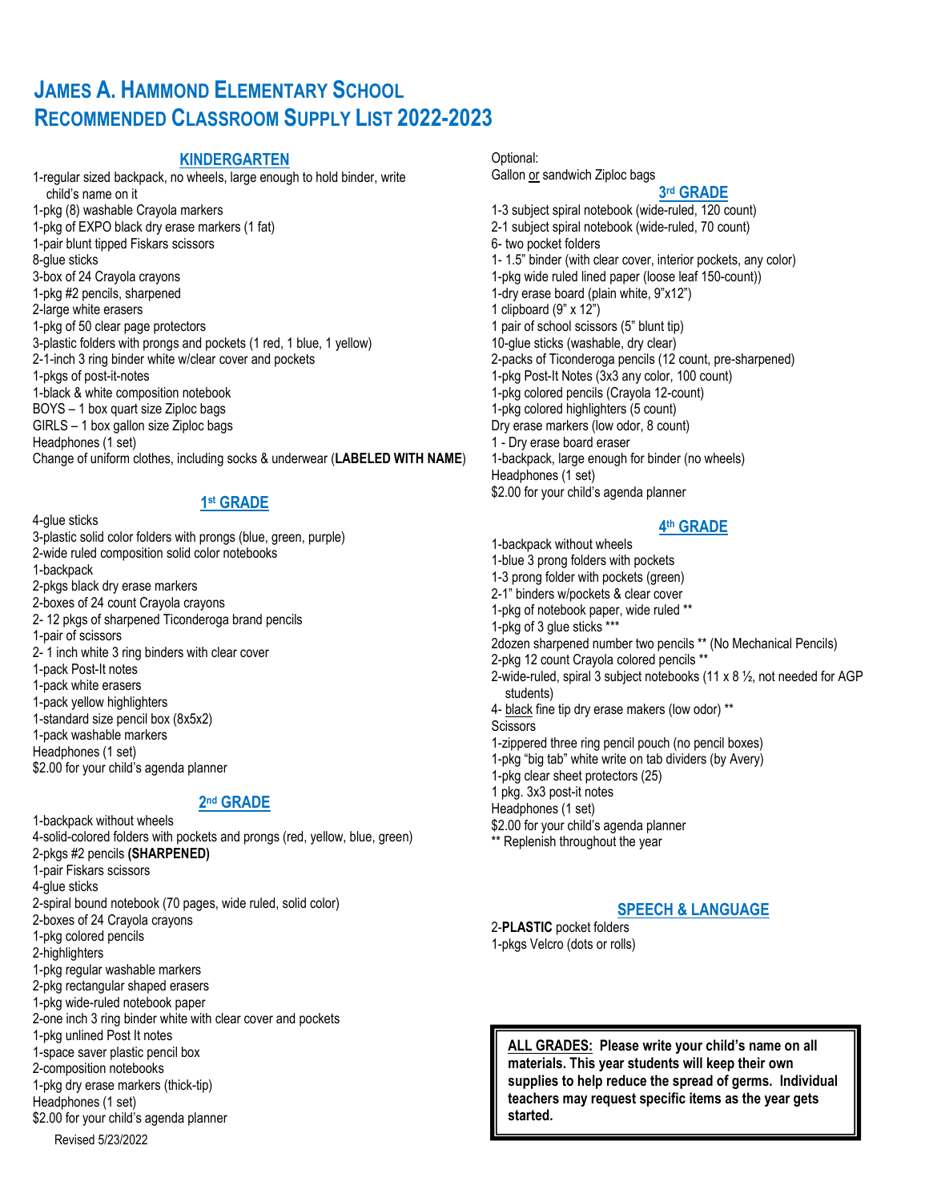# JAMES A. HAMMOND ELEMENTARY SCHOOL
# RECOMMENDED CLASSROOM SUPPLY LIST 2022-2023

## KINDERGARTEN

1-regular sized backpack, no wheels, large enough to hold binder, write child's name on it
1-pkg (8) washable Crayola markers
1-pkg of EXPO black dry erase markers (1 fat)
1-pair blunt tipped Fiskars scissors
8-glue sticks
3-box of 24 Crayola crayons
1-pkg #2 pencils, sharpened
2-large white erasers
1-pkg of 50 clear page protectors
3-plastic folders with prongs and pockets (1 red, 1 blue, 1 yellow)
2-1-inch 3 ring binder white w/clear cover and pockets
1-pkgs of post-it-notes
1-black & white composition notebook
BOYS – 1 box quart size Ziploc bags
GIRLS – 1 box gallon size Ziploc bags
Headphones (1 set)
Change of uniform clothes, including socks & underwear (**LABELED WITH NAME**)

## 1st GRADE

4-glue sticks
3-plastic solid color folders with prongs (blue, green, purple)
2-wide ruled composition solid color notebooks
1-backpack
2-pkgs black dry erase markers
2-boxes of 24 count Crayola crayons
2- 12 pkgs of sharpened Ticonderoga brand pencils
1-pair of scissors
2- 1 inch white 3 ring binders with clear cover
1-pack Post-It notes
1-pack white erasers
1-pack yellow highlighters
1-standard size pencil box (8x5x2)
1-pack washable markers
Headphones (1 set)
$2.00 for your child's agenda planner

## 2nd GRADE

1-backpack without wheels
4-solid-colored folders with pockets and prongs (red, yellow, blue, green)
2-pkgs #2 pencils **(SHARPENED)**
1-pair Fiskars scissors
4-glue sticks
2-spiral bound notebook (70 pages, wide ruled, solid color)
2-boxes of 24 Crayola crayons
1-pkg colored pencils
2-highlighters
1-pkg regular washable markers
2-pkg rectangular shaped erasers
1-pkg wide-ruled notebook paper
2-one inch 3 ring binder white with clear cover and pockets
1-pkg unlined Post It notes
1-space saver plastic pencil box
2-composition notebooks
1-pkg dry erase markers (thick-tip)
Headphones (1 set)
$2.00 for your child's agenda planner

Optional:
Gallon or sandwich Ziploc bags

## 3rd GRADE

1-3 subject spiral notebook (wide-ruled, 120 count)
2-1 subject spiral notebook (wide-ruled, 70 count)
6- two pocket folders
1- 1.5" binder (with clear cover, interior pockets, any color)
1-pkg wide ruled lined paper (loose leaf 150-count))
1-dry erase board (plain white, 9"x12")
1 clipboard (9" x 12")
1 pair of school scissors (5" blunt tip)
10-glue sticks (washable, dry clear)
2-packs of Ticonderoga pencils (12 count, pre-sharpened)
1-pkg Post-It Notes (3x3 any color, 100 count)
1-pkg colored pencils (Crayola 12-count)
1-pkg colored highlighters (5 count)
Dry erase markers (low odor, 8 count)
1 - Dry erase board eraser
1-backpack, large enough for binder (no wheels)
Headphones (1 set)
$2.00 for your child's agenda planner

## 4th GRADE

1-backpack without wheels
1-blue 3 prong folders with pockets
1-3 prong folder with pockets (green)
2-1" binders w/pockets & clear cover
1-pkg of notebook paper, wide ruled **
1-pkg of 3 glue sticks ***
2dozen sharpened number two pencils ** (No Mechanical Pencils)
2-pkg 12 count Crayola colored pencils **
2-wide-ruled, spiral 3 subject notebooks (11 x 8 ½, not needed for AGP students)
4- black fine tip dry erase makers (low odor) **
Scissors
1-zippered three ring pencil pouch (no pencil boxes)
1-pkg "big tab" white write on tab dividers (by Avery)
1-pkg clear sheet protectors (25)
1 pkg. 3x3 post-it notes
Headphones (1 set)
$2.00 for your child's agenda planner
** Replenish throughout the year

## SPEECH & LANGUAGE

2-**PLASTIC** pocket folders
1-pkgs Velcro (dots or rolls)

**ALL GRADES: Please write your child's name on all materials. This year students will keep their own supplies to help reduce the spread of germs. Individual teachers may request specific items as the year gets started.**

Revised 5/23/2022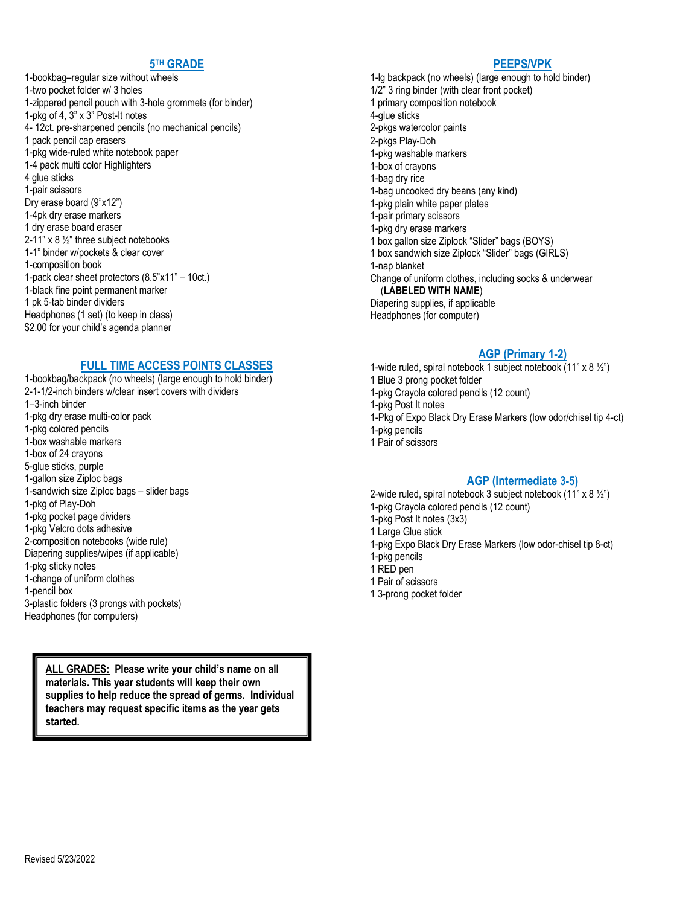## 5TH GRADE

1-bookbag–regular size without wheels
1-two pocket folder w/ 3 holes
1-zippered pencil pouch with 3-hole grommets (for binder)
1-pkg of 4, 3" x 3" Post-It notes
4- 12ct. pre-sharpened pencils (no mechanical pencils)
1 pack pencil cap erasers
1-pkg wide-ruled white notebook paper
1-4 pack multi color Highlighters
4 glue sticks
1-pair scissors
Dry erase board (9"x12")
1-4pk dry erase markers
1 dry erase board eraser
2-11" x 8 ½" three subject notebooks
1-1" binder w/pockets & clear cover
1-composition book
1-pack clear sheet protectors (8.5"x11" – 10ct.)
1-black fine point permanent marker
1 pk 5-tab binder dividers
Headphones (1 set) (to keep in class)
$2.00 for your child's agenda planner

## FULL TIME ACCESS POINTS CLASSES

1-bookbag/backpack (no wheels) (large enough to hold binder)
2-1-1/2-inch binders w/clear insert covers with dividers
1–3-inch binder
1-pkg dry erase multi-color pack
1-pkg colored pencils
1-box washable markers
1-box of 24 crayons
5-glue sticks, purple
1-gallon size Ziploc bags
1-sandwich size Ziploc bags – slider bags
1-pkg of Play-Doh
1-pkg pocket page dividers
1-pkg Velcro dots adhesive
2-composition notebooks (wide rule)
Diapering supplies/wipes (if applicable)
1-pkg sticky notes
1-change of uniform clothes
1-pencil box
3-plastic folders (3 prongs with pockets)
Headphones (for computers)

**ALL GRADES: Please write your child's name on all materials. This year students will keep their own supplies to help reduce the spread of germs. Individual teachers may request specific items as the year gets started.**

## PEEPS/VPK

1-lg backpack (no wheels) (large enough to hold binder)
1/2" 3 ring binder (with clear front pocket)
1 primary composition notebook
4-glue sticks
2-pkgs watercolor paints
2-pkgs Play-Doh
1-pkg washable markers
1-box of crayons
1-bag dry rice
1-bag uncooked dry beans (any kind)
1-pkg plain white paper plates
1-pair primary scissors
1-pkg dry erase markers
1 box gallon size Ziplock "Slider" bags (BOYS)
1 box sandwich size Ziplock "Slider" bags (GIRLS)
1-nap blanket
Change of uniform clothes, including socks & underwear (**LABELED WITH NAME**)
Diapering supplies, if applicable
Headphones (for computer)

## AGP (Primary 1-2)

1-wide ruled, spiral notebook 1 subject notebook (11" x 8 ½")
1 Blue 3 prong pocket folder
1-pkg Crayola colored pencils (12 count)
1-pkg Post It notes
1-Pkg of Expo Black Dry Erase Markers (low odor/chisel tip 4-ct)
1-pkg pencils
1 Pair of scissors

## AGP (Intermediate 3-5)

2-wide ruled, spiral notebook 3 subject notebook (11" x 8 ½")
1-pkg Crayola colored pencils (12 count)
1-pkg Post It notes (3x3)
1 Large Glue stick
1-pkg Expo Black Dry Erase Markers (low odor-chisel tip 8-ct)
1-pkg pencils
1 RED pen
1 Pair of scissors
1 3-prong pocket folder

Revised 5/23/2022